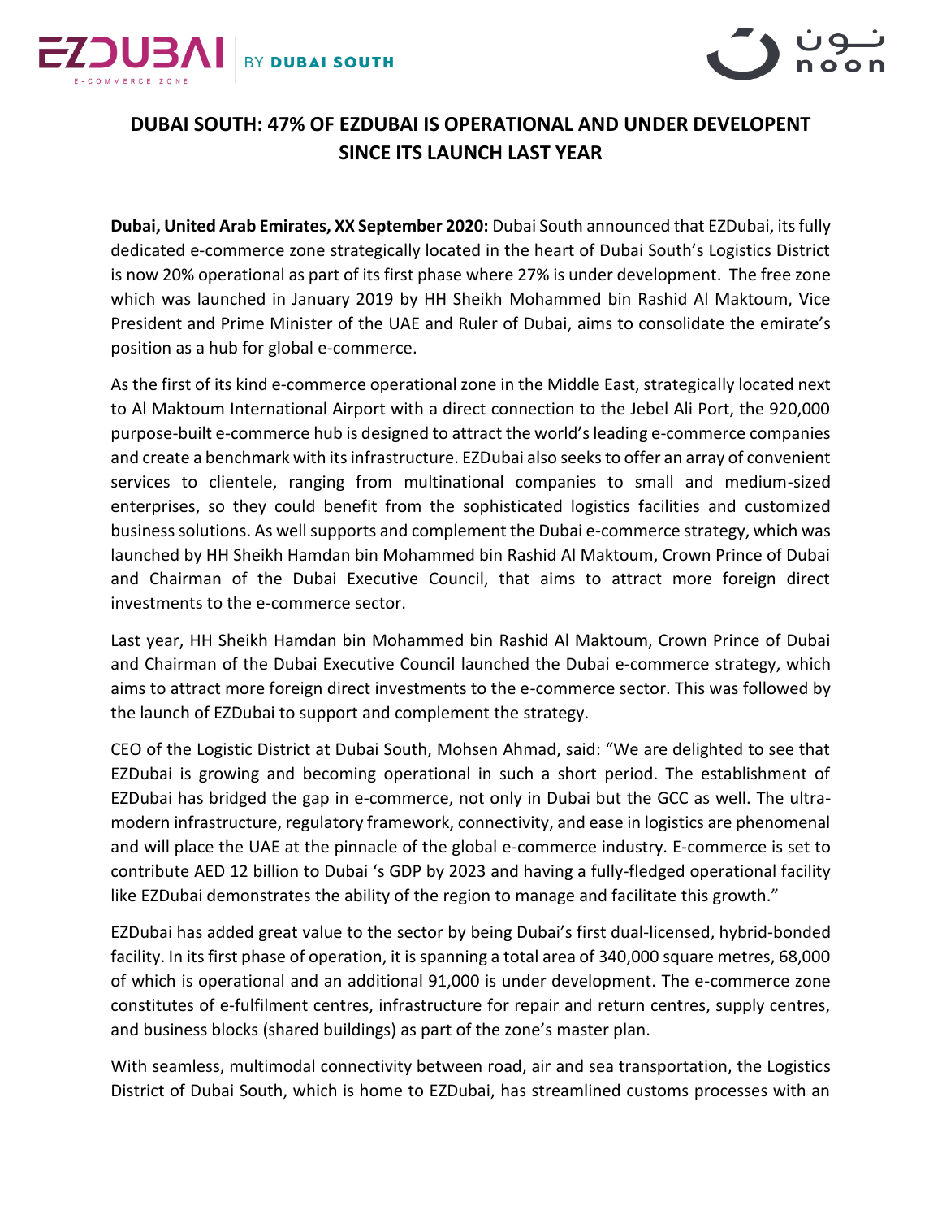# DUBAI SOUTH: 47% OF EZDUBAI IS OPERATIONAL AND UNDER DEVELOPENT SINCE ITS LAUNCH LAST YEAR

**Dubai, United Arab Emirates, XX September 2020:** Dubai South announced that EZDubai, its fully dedicated e-commerce zone strategically located in the heart of Dubai South's Logistics District is now 20% operational as part of its first phase where 27% is under development. The free zone which was launched in January 2019 by HH Sheikh Mohammed bin Rashid Al Maktoum, Vice President and Prime Minister of the UAE and Ruler of Dubai, aims to consolidate the emirate's position as a hub for global e-commerce.

As the first of its kind e-commerce operational zone in the Middle East, strategically located next to Al Maktoum International Airport with a direct connection to the Jebel Ali Port, the 920,000 purpose-built e-commerce hub is designed to attract the world's leading e-commerce companies and create a benchmark with its infrastructure. EZDubai also seeks to offer an array of convenient services to clientele, ranging from multinational companies to small and medium-sized enterprises, so they could benefit from the sophisticated logistics facilities and customized business solutions. As well supports and complement the Dubai e-commerce strategy, which was launched by HH Sheikh Hamdan bin Mohammed bin Rashid Al Maktoum, Crown Prince of Dubai and Chairman of the Dubai Executive Council, that aims to attract more foreign direct investments to the e-commerce sector.

Last year, HH Sheikh Hamdan bin Mohammed bin Rashid Al Maktoum, Crown Prince of Dubai and Chairman of the Dubai Executive Council launched the Dubai e-commerce strategy, which aims to attract more foreign direct investments to the e-commerce sector. This was followed by the launch of EZDubai to support and complement the strategy.

CEO of the Logistic District at Dubai South, Mohsen Ahmad, said: "We are delighted to see that EZDubai is growing and becoming operational in such a short period. The establishment of EZDubai has bridged the gap in e-commerce, not only in Dubai but the GCC as well. The ultra-modern infrastructure, regulatory framework, connectivity, and ease in logistics are phenomenal and will place the UAE at the pinnacle of the global e-commerce industry. E-commerce is set to contribute AED 12 billion to Dubai 's GDP by 2023 and having a fully-fledged operational facility like EZDubai demonstrates the ability of the region to manage and facilitate this growth."

EZDubai has added great value to the sector by being Dubai's first dual-licensed, hybrid-bonded facility. In its first phase of operation, it is spanning a total area of 340,000 square metres, 68,000 of which is operational and an additional 91,000 is under development. The e-commerce zone constitutes of e-fulfilment centres, infrastructure for repair and return centres, supply centres, and business blocks (shared buildings) as part of the zone's master plan.

With seamless, multimodal connectivity between road, air and sea transportation, the Logistics District of Dubai South, which is home to EZDubai, has streamlined customs processes with an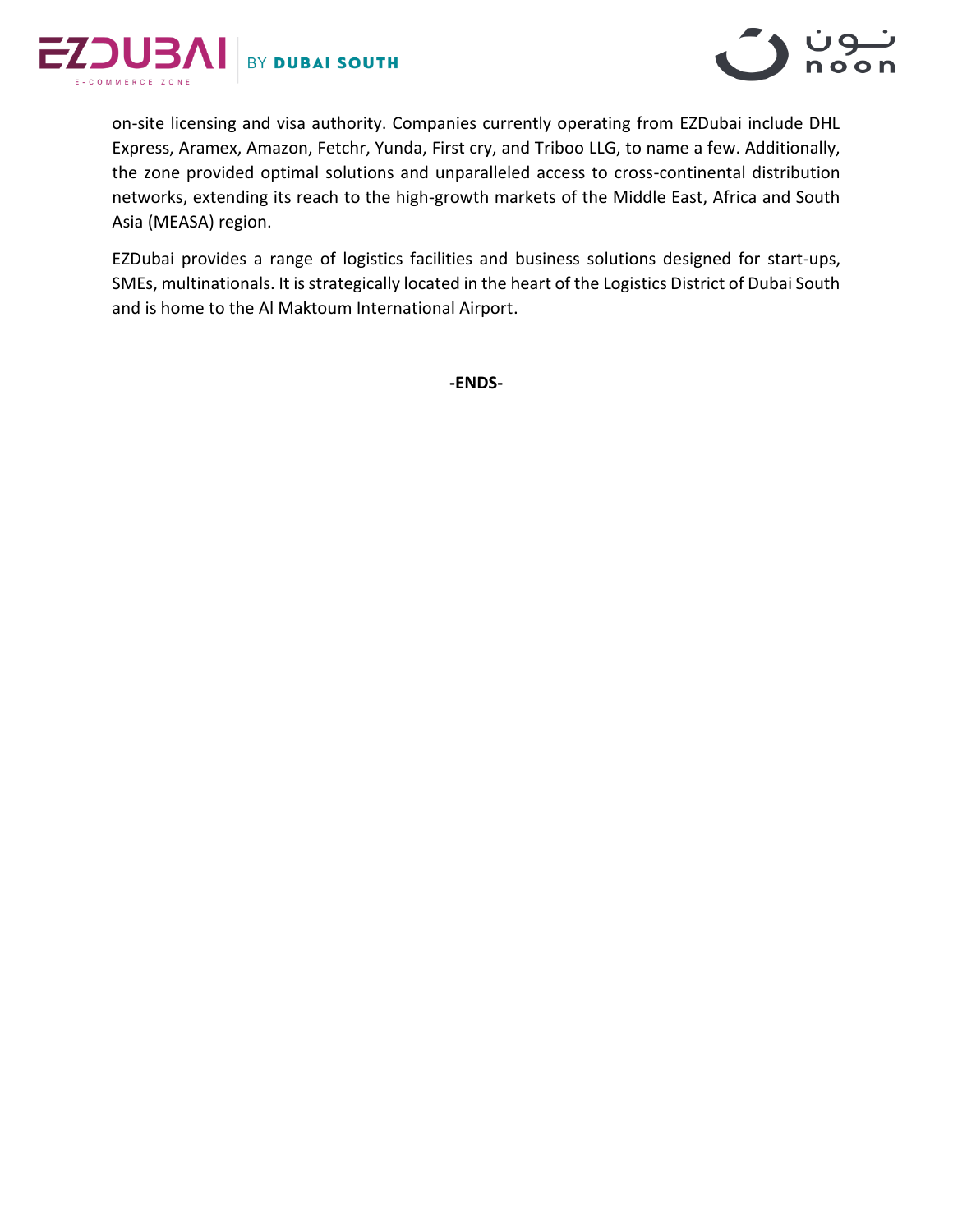on-site licensing and visa authority. Companies currently operating from EZDubai include DHL Express, Aramex, Amazon, Fetchr, Yunda, First cry, and Triboo LLG, to name a few. Additionally, the zone provided optimal solutions and unparalleled access to cross-continental distribution networks, extending its reach to the high-growth markets of the Middle East, Africa and South Asia (MEASA) region.

EZDubai provides a range of logistics facilities and business solutions designed for start-ups, SMEs, multinationals. It is strategically located in the heart of the Logistics District of Dubai South and is home to the Al Maktoum International Airport.

**-ENDS-**